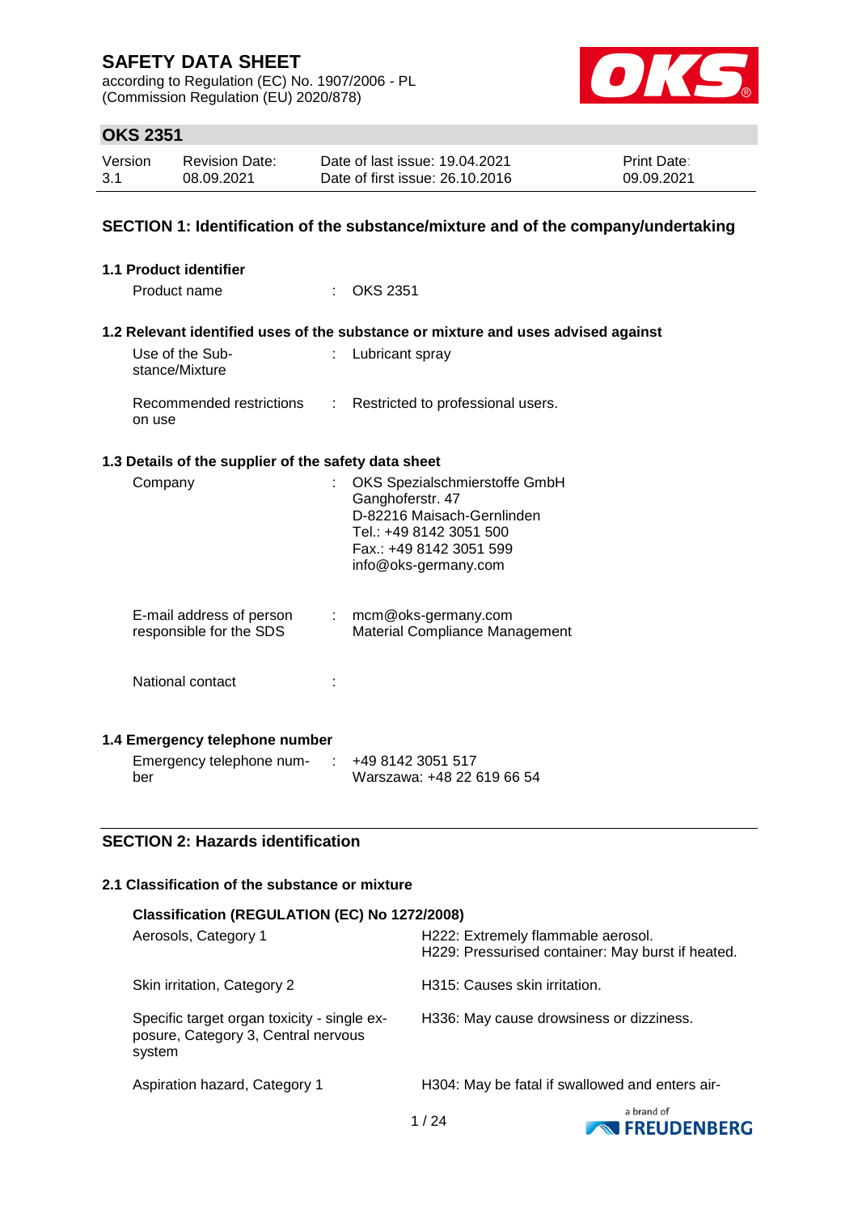# SAFETY DATA SHEET

according to Regulation (EC) No. 1907/2006 - PL
(Commission Regulation (EU) 2020/878)

## OKS 2351

| Version | Revision Date: | Date of last issue: 19.04.2021 | Print Date: |
|---|---|---|---|
| 3.1 | 08.09.2021 | Date of first issue: 26.10.2016 | 09.09.2021 |

## SECTION 1: Identification of the substance/mixture and of the company/undertaking

### 1.1 Product identifier

Product name : OKS 2351

### 1.2 Relevant identified uses of the substance or mixture and uses advised against

Use of the Substance/Mixture : Lubricant spray

Recommended restrictions on use : Restricted to professional users.

### 1.3 Details of the supplier of the safety data sheet

Company : OKS Spezialschmierstoffe GmbH
Ganghoferstr. 47
D-82216 Maisach-Gernlinden
Tel.: +49 8142 3051 500
Fax.: +49 8142 3051 599
info@oks-germany.com

E-mail address of person responsible for the SDS : mcm@oks-germany.com
Material Compliance Management

National contact :

### 1.4 Emergency telephone number

Emergency telephone number : +49 8142 3051 517
Warszawa: +48 22 619 66 54

## SECTION 2: Hazards identification

### 2.1 Classification of the substance or mixture

**Classification (REGULATION (EC) No 1272/2008)**

| | |
|---|---|
| Aerosols, Category 1 | H222: Extremely flammable aerosol.<br>H229: Pressurised container: May burst if heated. |
| Skin irritation, Category 2 | H315: Causes skin irritation. |
| Specific target organ toxicity - single exposure, Category 3, Central nervous system | H336: May cause drowsiness or dizziness. |
| Aspiration hazard, Category 1 | H304: May be fatal if swallowed and enters air- |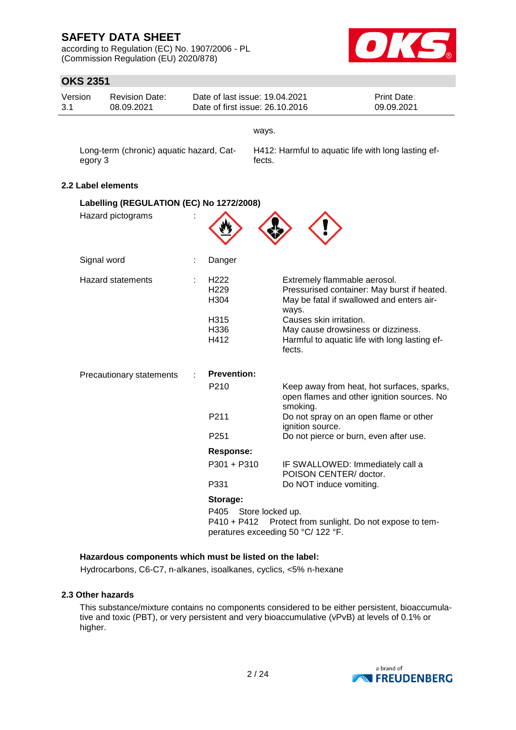ways.

| | |
|---|---|
| Long-term (chronic) aquatic hazard, Category 3 | H412: Harmful to aquatic life with long lasting effects. |

### 2.2 Label elements

**Labelling (REGULATION (EC) No 1272/2008)**

Hazard pictograms :

Signal word : Danger

Hazard statements :

| | |
|---|---|
| H222 | Extremely flammable aerosol. |
| H229 | Pressurised container: May burst if heated. |
| H304 | May be fatal if swallowed and enters airways. |
| H315 | Causes skin irritation. |
| H336 | May cause drowsiness or dizziness. |
| H412 | Harmful to aquatic life with long lasting effects. |

Precautionary statements :

**Prevention:**

| | |
|---|---|
| P210 | Keep away from heat, hot surfaces, sparks, open flames and other ignition sources. No smoking. |
| P211 | Do not spray on an open flame or other ignition source. |
| P251 | Do not pierce or burn, even after use. |

**Response:**

| | |
|---|---|
| P301 + P310 | IF SWALLOWED: Immediately call a POISON CENTER/ doctor. |
| P331 | Do NOT induce vomiting. |

**Storage:**

P405 Store locked up.
P410 + P412 Protect from sunlight. Do not expose to temperatures exceeding 50 °C/ 122 °F.

**Hazardous components which must be listed on the label:**

Hydrocarbons, C6-C7, n-alkanes, isoalkanes, cyclics, <5% n-hexane

### 2.3 Other hazards

This substance/mixture contains no components considered to be either persistent, bioaccumulative and toxic (PBT), or very persistent and very bioaccumulative (vPvB) at levels of 0.1% or higher.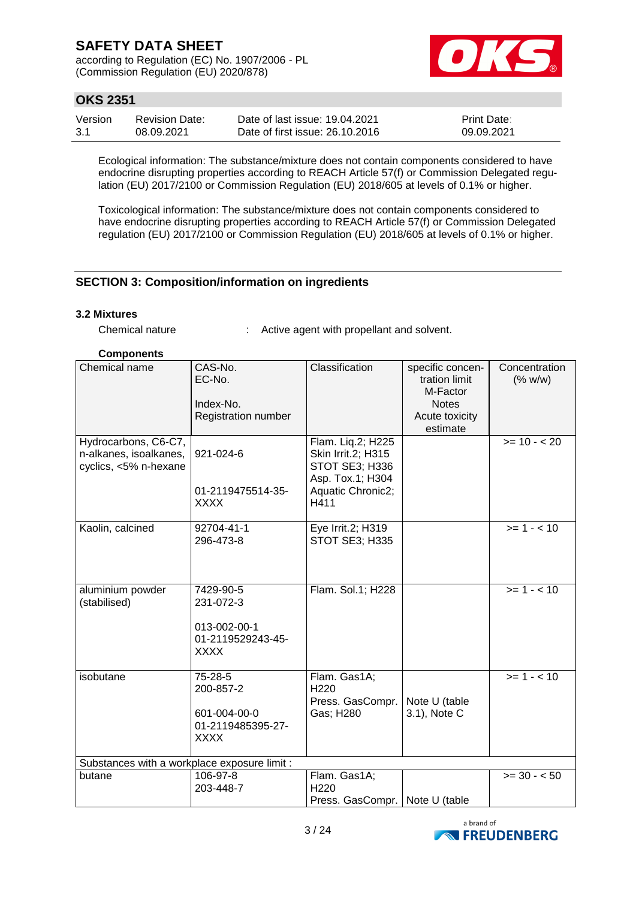Ecological information: The substance/mixture does not contain components considered to have endocrine disrupting properties according to REACH Article 57(f) or Commission Delegated regulation (EU) 2017/2100 or Commission Regulation (EU) 2018/605 at levels of 0.1% or higher.

Toxicological information: The substance/mixture does not contain components considered to have endocrine disrupting properties according to REACH Article 57(f) or Commission Delegated regulation (EU) 2017/2100 or Commission Regulation (EU) 2018/605 at levels of 0.1% or higher.

## SECTION 3: Composition/information on ingredients

### 3.2 Mixtures

Chemical nature : Active agent with propellant and solvent.

**Components**

| Chemical name | CAS-No.<br>EC-No.<br><br>Index-No.<br>Registration number | Classification | specific concentration limit<br>M-Factor<br>Notes<br>Acute toxicity estimate | Concentration (% w/w) |
|---|---|---|---|---|
| Hydrocarbons, C6-C7, n-alkanes, isoalkanes, cyclics, <5% n-hexane | 921-024-6<br><br>01-2119475514-35-XXXX | Flam. Liq.2; H225<br>Skin Irrit.2; H315<br>STOT SE3; H336<br>Asp. Tox.1; H304<br>Aquatic Chronic2; H411 | | >= 10 - < 20 |
| Kaolin, calcined | 92704-41-1<br>296-473-8 | Eye Irrit.2; H319<br>STOT SE3; H335 | | >= 1 - < 10 |
| aluminium powder (stabilised) | 7429-90-5<br>231-072-3<br><br>013-002-00-1<br>01-2119529243-45-XXXX | Flam. Sol.1; H228 | | >= 1 - < 10 |
| isobutane | 75-28-5<br>200-857-2<br><br>601-004-00-0<br>01-2119485395-27-XXXX | Flam. Gas1A; H220<br>Press. GasCompr. Gas; H280 | Note U (table 3.1), Note C | >= 1 - < 10 |
| Substances with a workplace exposure limit : | | | | |
| butane | 106-97-8<br>203-448-7 | Flam. Gas1A; H220<br>Press. GasCompr. | Note U (table | >= 30 - < 50 |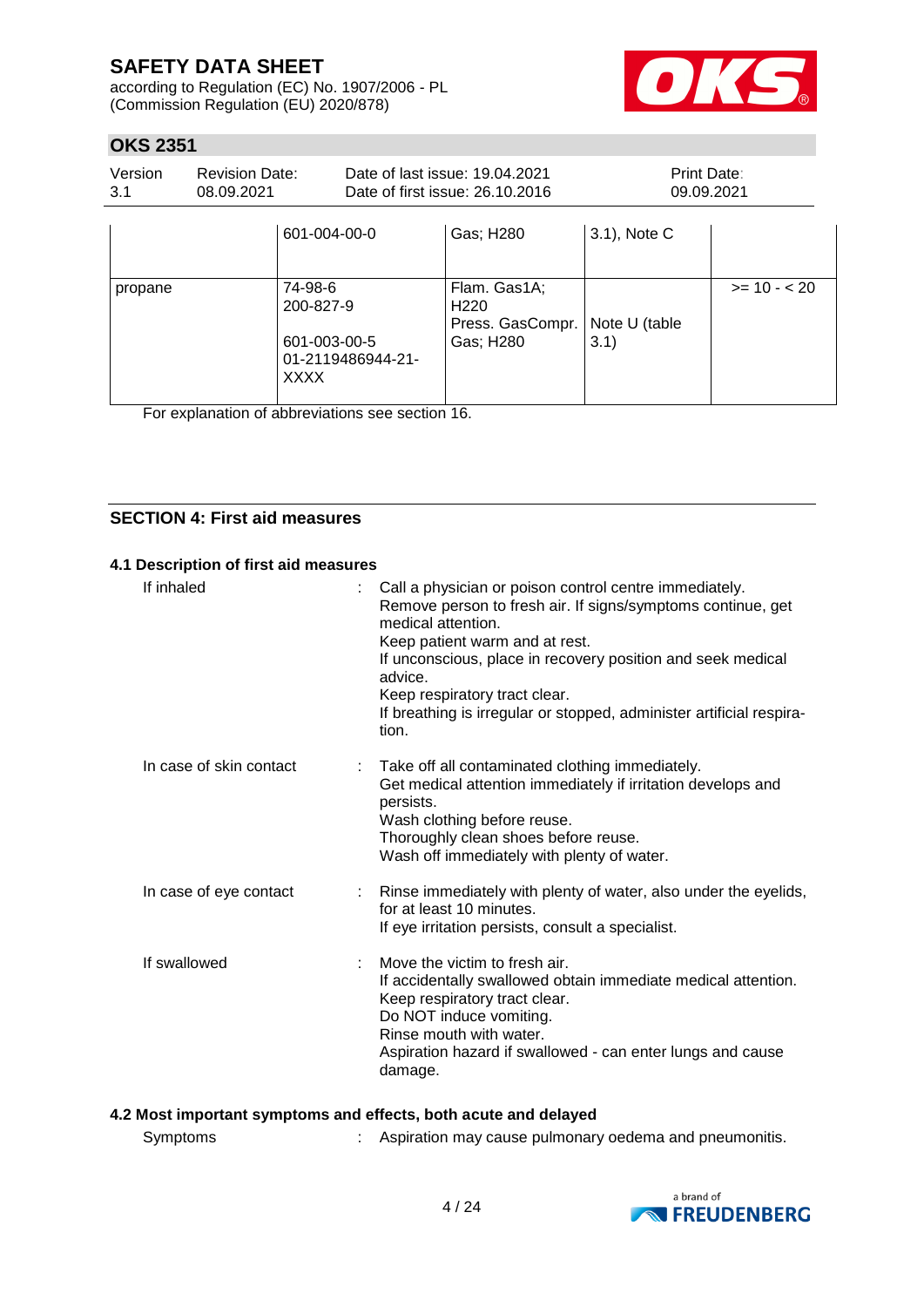| | | | | |
|---|---|---|---|---|
| | 601-004-00-0 | Gas; H280 | 3.1), Note C | |
| propane | 74-98-6<br>200-827-9<br><br>601-003-00-5<br>01-2119486944-21-XXXX | Flam. Gas1A; H220<br>Press. GasCompr. Gas; H280 | Note U (table 3.1) | >= 10 - < 20 |

For explanation of abbreviations see section 16.

## SECTION 4: First aid measures

### 4.1 Description of first aid measures

**If inhaled** : Call a physician or poison control centre immediately.
Remove person to fresh air. If signs/symptoms continue, get medical attention.
Keep patient warm and at rest.
If unconscious, place in recovery position and seek medical advice.
Keep respiratory tract clear.
If breathing is irregular or stopped, administer artificial respiration.

**In case of skin contact** : Take off all contaminated clothing immediately.
Get medical attention immediately if irritation develops and persists.
Wash clothing before reuse.
Thoroughly clean shoes before reuse.
Wash off immediately with plenty of water.

**In case of eye contact** : Rinse immediately with plenty of water, also under the eyelids, for at least 10 minutes.
If eye irritation persists, consult a specialist.

**If swallowed** : Move the victim to fresh air.
If accidentally swallowed obtain immediate medical attention.
Keep respiratory tract clear.
Do NOT induce vomiting.
Rinse mouth with water.
Aspiration hazard if swallowed - can enter lungs and cause damage.

### 4.2 Most important symptoms and effects, both acute and delayed

**Symptoms** : Aspiration may cause pulmonary oedema and pneumonitis.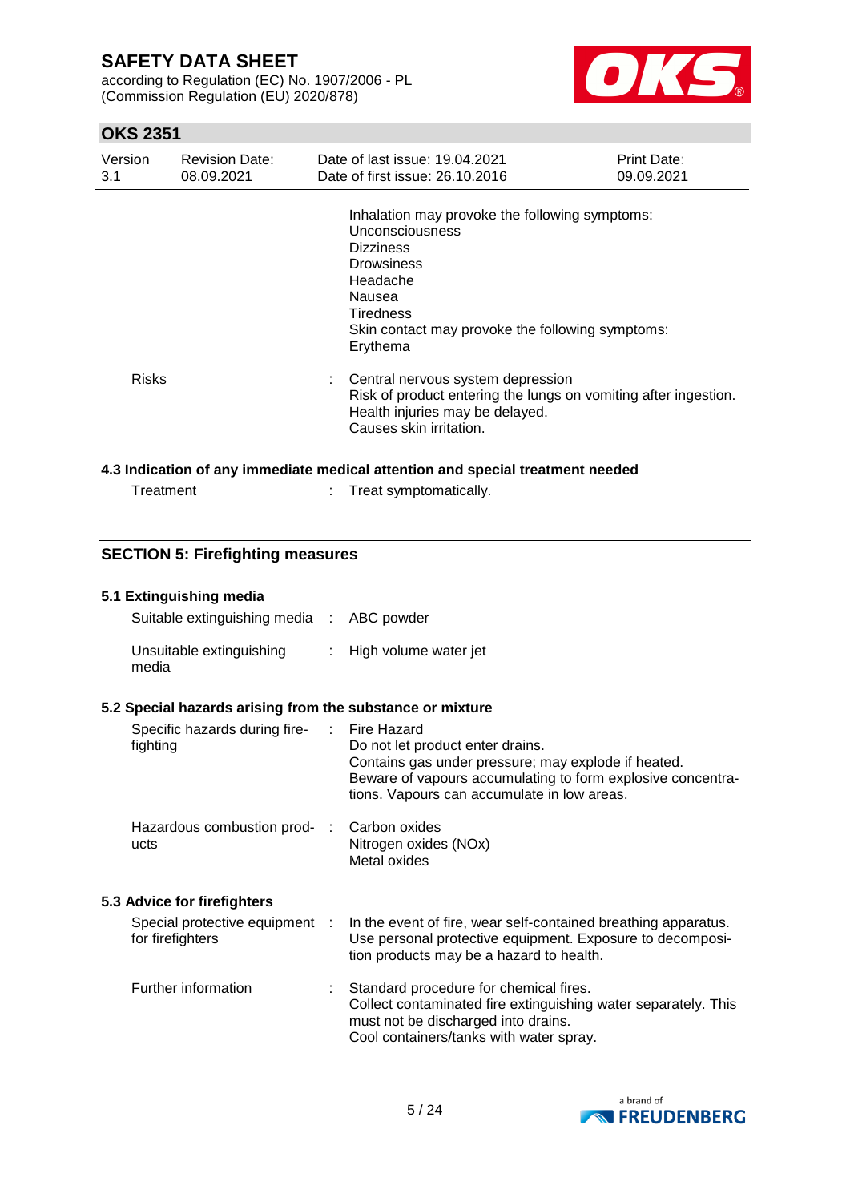Inhalation may provoke the following symptoms:
Unconsciousness
Dizziness
Drowsiness
Headache
Nausea
Tiredness
Skin contact may provoke the following symptoms:
Erythema

| | | |
|---|---|---|
| Risks | : | Central nervous system depression<br>Risk of product entering the lungs on vomiting after ingestion.<br>Health injuries may be delayed.<br>Causes skin irritation. |

### 4.3 Indication of any immediate medical attention and special treatment needed

| | | |
|---|---|---|
| Treatment | : | Treat symptomatically. |

## SECTION 5: Firefighting measures

### 5.1 Extinguishing media

| | | |
|---|---|---|
| Suitable extinguishing media | : | ABC powder |
| Unsuitable extinguishing media | : | High volume water jet |

### 5.2 Special hazards arising from the substance or mixture

| | | |
|---|---|---|
| Specific hazards during fire-fighting | : | Fire Hazard<br>Do not let product enter drains.<br>Contains gas under pressure; may explode if heated.<br>Beware of vapours accumulating to form explosive concentrations. Vapours can accumulate in low areas. |
| Hazardous combustion products | : | Carbon oxides<br>Nitrogen oxides (NOx)<br>Metal oxides |

### 5.3 Advice for firefighters

| | | |
|---|---|---|
| Special protective equipment for firefighters | : | In the event of fire, wear self-contained breathing apparatus.<br>Use personal protective equipment. Exposure to decomposition products may be a hazard to health. |
| Further information | : | Standard procedure for chemical fires.<br>Collect contaminated fire extinguishing water separately. This must not be discharged into drains.<br>Cool containers/tanks with water spray. |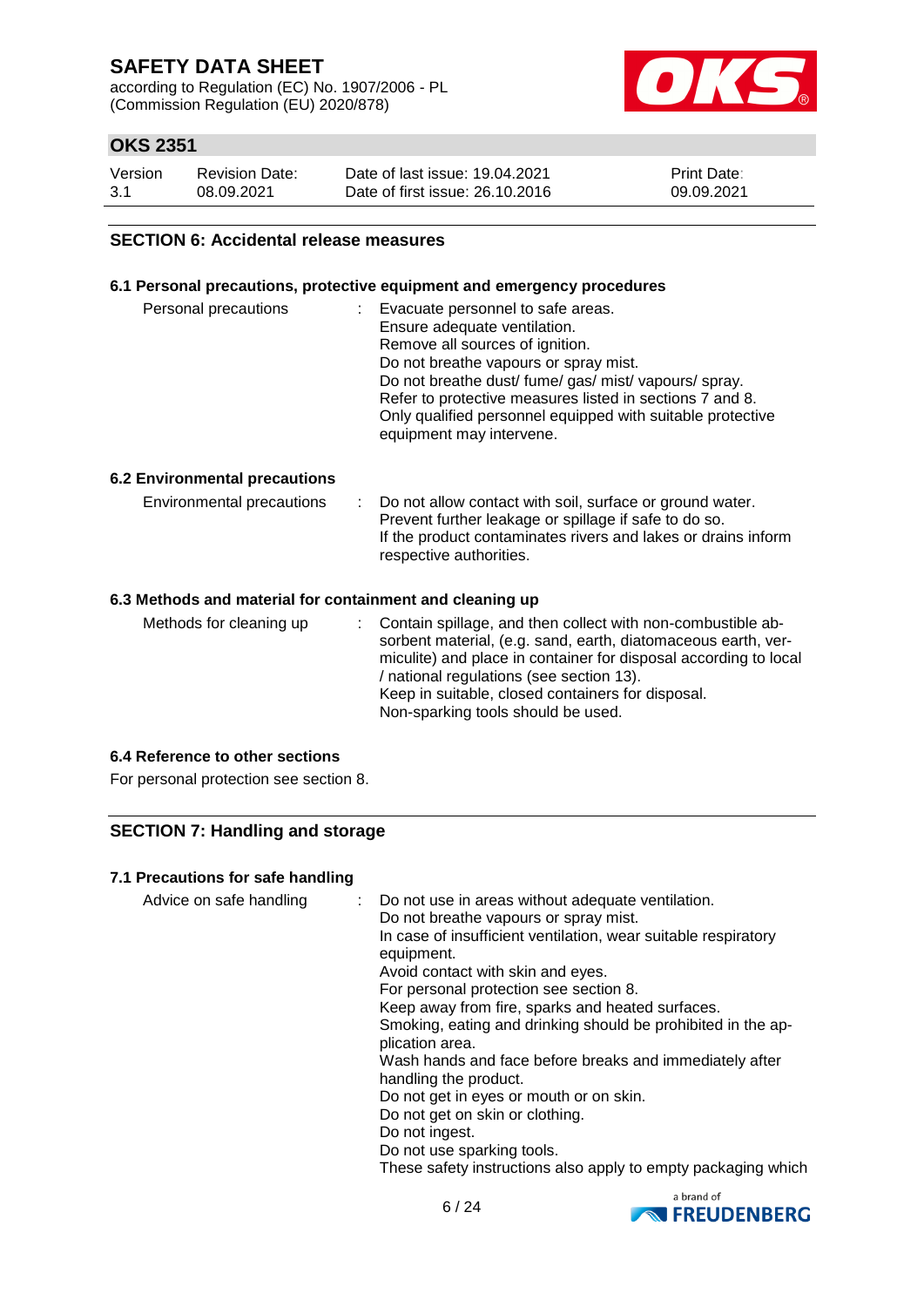## SECTION 6: Accidental release measures

### 6.1 Personal precautions, protective equipment and emergency procedures

Personal precautions : Evacuate personnel to safe areas.
Ensure adequate ventilation.
Remove all sources of ignition.
Do not breathe vapours or spray mist.
Do not breathe dust/ fume/ gas/ mist/ vapours/ spray.
Refer to protective measures listed in sections 7 and 8.
Only qualified personnel equipped with suitable protective equipment may intervene.

### 6.2 Environmental precautions

Environmental precautions : Do not allow contact with soil, surface or ground water.
Prevent further leakage or spillage if safe to do so.
If the product contaminates rivers and lakes or drains inform respective authorities.

### 6.3 Methods and material for containment and cleaning up

Methods for cleaning up : Contain spillage, and then collect with non-combustible absorbent material, (e.g. sand, earth, diatomaceous earth, vermiculite) and place in container for disposal according to local / national regulations (see section 13).
Keep in suitable, closed containers for disposal.
Non-sparking tools should be used.

### 6.4 Reference to other sections

For personal protection see section 8.

## SECTION 7: Handling and storage

### 7.1 Precautions for safe handling

Advice on safe handling : Do not use in areas without adequate ventilation.
Do not breathe vapours or spray mist.
In case of insufficient ventilation, wear suitable respiratory equipment.
Avoid contact with skin and eyes.
For personal protection see section 8.
Keep away from fire, sparks and heated surfaces.
Smoking, eating and drinking should be prohibited in the application area.
Wash hands and face before breaks and immediately after handling the product.
Do not get in eyes or mouth or on skin.
Do not get on skin or clothing.
Do not ingest.
Do not use sparking tools.
These safety instructions also apply to empty packaging which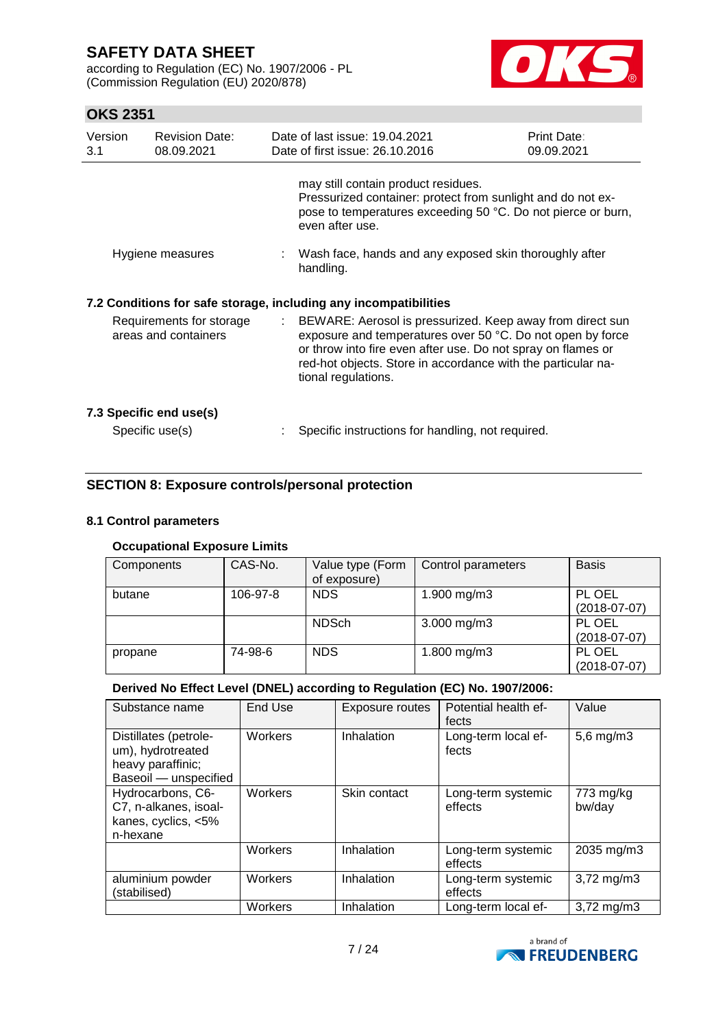may still contain product residues.
Pressurized container: protect from sunlight and do not expose to temperatures exceeding 50 °C. Do not pierce or burn, even after use.

Hygiene measures : Wash face, hands and any exposed skin thoroughly after handling.

### 7.2 Conditions for safe storage, including any incompatibilities

Requirements for storage areas and containers : BEWARE: Aerosol is pressurized. Keep away from direct sun exposure and temperatures over 50 °C. Do not open by force or throw into fire even after use. Do not spray on flames or red-hot objects. Store in accordance with the particular national regulations.

### 7.3 Specific end use(s)

Specific use(s) : Specific instructions for handling, not required.

## SECTION 8: Exposure controls/personal protection

### 8.1 Control parameters

**Occupational Exposure Limits**

| Components | CAS-No. | Value type (Form of exposure) | Control parameters | Basis |
|---|---|---|---|---|
| butane | 106-97-8 | NDS | 1.900 mg/m3 | PL OEL (2018-07-07) |
| | | NDSch | 3.000 mg/m3 | PL OEL (2018-07-07) |
| propane | 74-98-6 | NDS | 1.800 mg/m3 | PL OEL (2018-07-07) |

**Derived No Effect Level (DNEL) according to Regulation (EC) No. 1907/2006:**

| Substance name | End Use | Exposure routes | Potential health effects | Value |
|---|---|---|---|---|
| Distillates (petroleum), hydrotreated heavy paraffinic; Baseoil — unspecified | Workers | Inhalation | Long-term local effects | 5,6 mg/m3 |
| Hydrocarbons, C6-C7, n-alkanes, isoalkanes, cyclics, <5% n-hexane | Workers | Skin contact | Long-term systemic effects | 773 mg/kg bw/day |
| | Workers | Inhalation | Long-term systemic effects | 2035 mg/m3 |
| aluminium powder (stabilised) | Workers | Inhalation | Long-term systemic effects | 3,72 mg/m3 |
| | Workers | Inhalation | Long-term local ef- | 3,72 mg/m3 |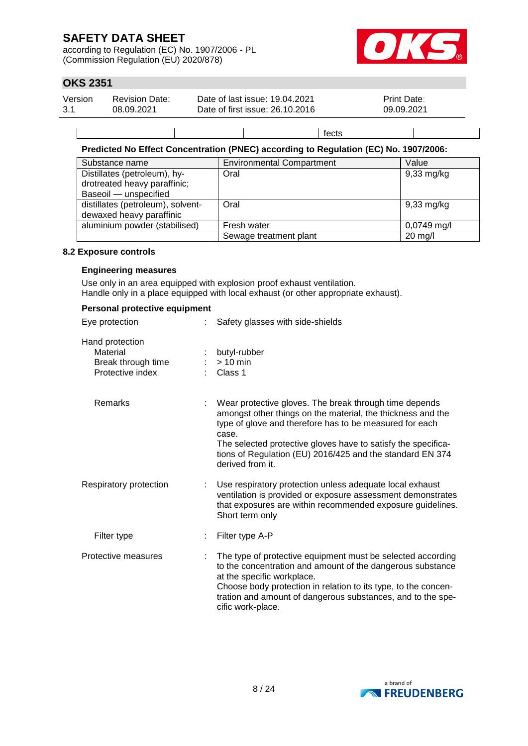| | | | fects | |
|---|---|---|---|---|

**Predicted No Effect Concentration (PNEC) according to Regulation (EC) No. 1907/2006:**

| Substance name | Environmental Compartment | Value |
|---|---|---|
| Distillates (petroleum), hydrotreated heavy paraffinic; Baseoil — unspecified | Oral | 9,33 mg/kg |
| distillates (petroleum), solvent-dewaxed heavy paraffinic | Oral | 9,33 mg/kg |
| aluminium powder (stabilised) | Fresh water | 0,0749 mg/l |
| | Sewage treatment plant | 20 mg/l |

### 8.2 Exposure controls

**Engineering measures**

Use only in an area equipped with explosion proof exhaust ventilation.
Handle only in a place equipped with local exhaust (or other appropriate exhaust).

**Personal protective equipment**

Eye protection : Safety glasses with side-shields

Hand protection
- Material : butyl-rubber
- Break through time : > 10 min
- Protective index : Class 1

- Remarks : Wear protective gloves. The break through time depends amongst other things on the material, the thickness and the type of glove and therefore has to be measured for each case.
  The selected protective gloves have to satisfy the specifications of Regulation (EU) 2016/425 and the standard EN 374 derived from it.

Respiratory protection : Use respiratory protection unless adequate local exhaust ventilation is provided or exposure assessment demonstrates that exposures are within recommended exposure guidelines.
Short term only

- Filter type : Filter type A-P

Protective measures : The type of protective equipment must be selected according to the concentration and amount of the dangerous substance at the specific workplace.
Choose body protection in relation to its type, to the concentration and amount of dangerous substances, and to the specific work-place.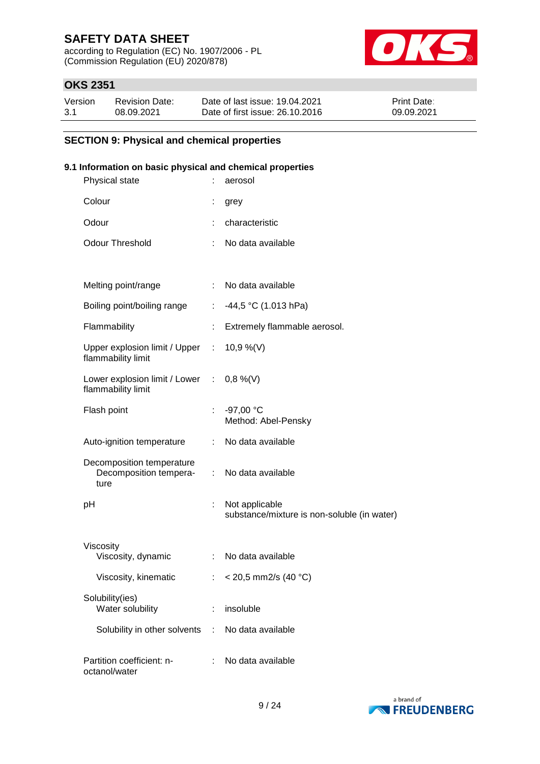## SECTION 9: Physical and chemical properties

### 9.1 Information on basic physical and chemical properties

| Property | | Value |
|---|---|---|
| Physical state | : | aerosol |
| Colour | : | grey |
| Odour | : | characteristic |
| Odour Threshold | : | No data available |
| Melting point/range | : | No data available |
| Boiling point/boiling range | : | -44,5 °C (1.013 hPa) |
| Flammability | : | Extremely flammable aerosol. |
| Upper explosion limit / Upper flammability limit | : | 10,9 %(V) |
| Lower explosion limit / Lower flammability limit | : | 0,8 %(V) |
| Flash point | : | -97,00 °C<br>Method: Abel-Pensky |
| Auto-ignition temperature | : | No data available |
| Decomposition temperature<br>Decomposition temperature | : | No data available |
| pH | : | Not applicable<br>substance/mixture is non-soluble (in water) |
| Viscosity<br>Viscosity, dynamic | : | No data available |
| Viscosity, kinematic | : | < 20,5 mm2/s (40 °C) |
| Solubility(ies)<br>Water solubility | : | insoluble |
| Solubility in other solvents | : | No data available |
| Partition coefficient: n-octanol/water | : | No data available |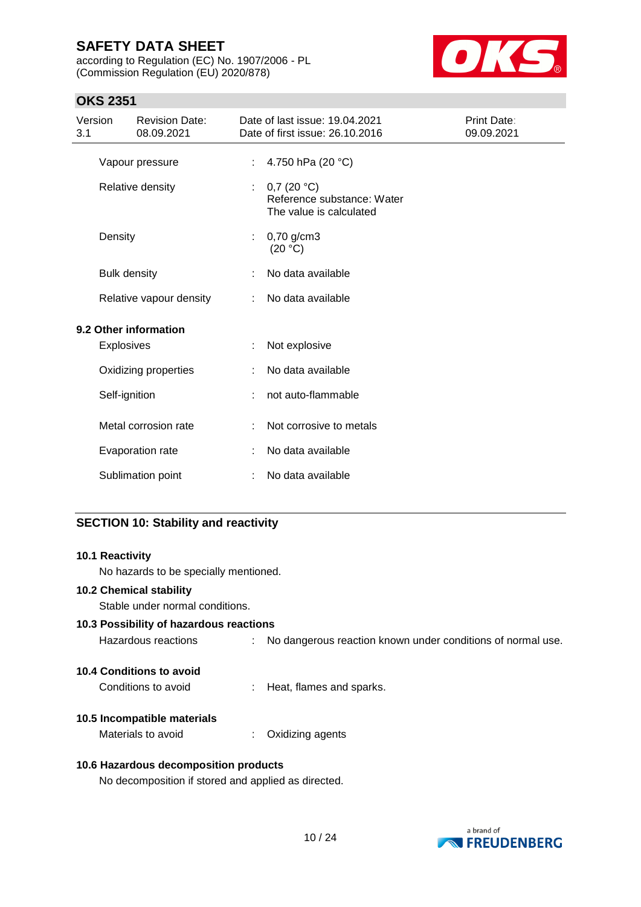| | | |
|---|---|---|
| Vapour pressure | : | 4.750 hPa (20 °C) |
| Relative density | : | 0,7 (20 °C)<br>Reference substance: Water<br>The value is calculated |
| Density | : | 0,70 g/cm3<br>(20 °C) |
| Bulk density | : | No data available |
| Relative vapour density | : | No data available |

**9.2 Other information**

| | | |
|---|---|---|
| Explosives | : | Not explosive |
| Oxidizing properties | : | No data available |
| Self-ignition | : | not auto-flammable |
| Metal corrosion rate | : | Not corrosive to metals |
| Evaporation rate | : | No data available |
| Sublimation point | : | No data available |

## SECTION 10: Stability and reactivity

**10.1 Reactivity**

No hazards to be specially mentioned.

**10.2 Chemical stability**

Stable under normal conditions.

**10.3 Possibility of hazardous reactions**

Hazardous reactions : No dangerous reaction known under conditions of normal use.

**10.4 Conditions to avoid**

Conditions to avoid : Heat, flames and sparks.

**10.5 Incompatible materials**

Materials to avoid : Oxidizing agents

**10.6 Hazardous decomposition products**

No decomposition if stored and applied as directed.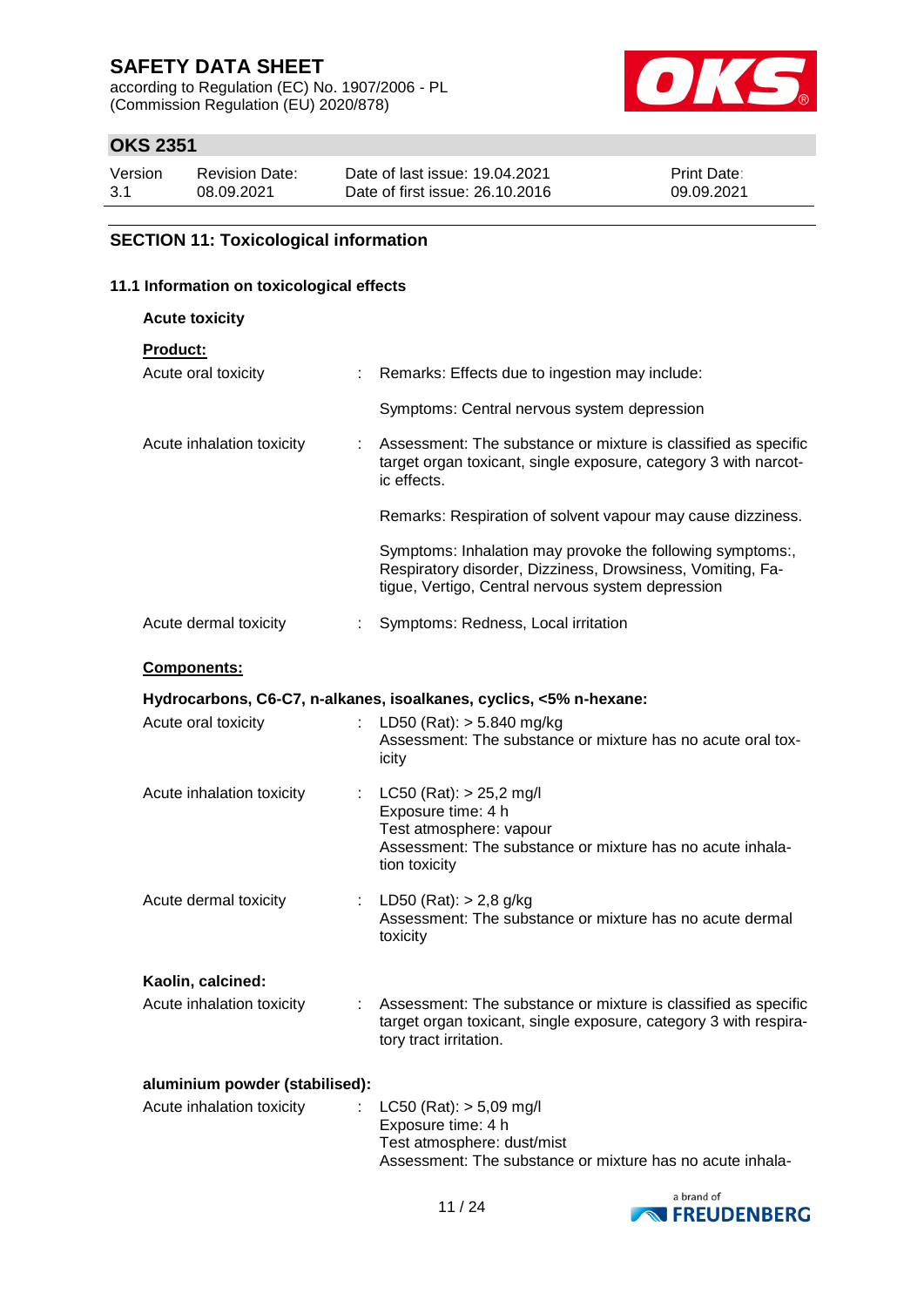## SECTION 11: Toxicological information

### 11.1 Information on toxicological effects

**Acute toxicity**

**Product:**

| | | |
|---|---|---|
| Acute oral toxicity | : | Remarks: Effects due to ingestion may include: |
| | | Symptoms: Central nervous system depression |
| Acute inhalation toxicity | : | Assessment: The substance or mixture is classified as specific target organ toxicant, single exposure, category 3 with narcotic effects. |
| | | Remarks: Respiration of solvent vapour may cause dizziness. |
| | | Symptoms: Inhalation may provoke the following symptoms:, Respiratory disorder, Dizziness, Drowsiness, Vomiting, Fatigue, Vertigo, Central nervous system depression |
| Acute dermal toxicity | : | Symptoms: Redness, Local irritation |

**Components:**

**Hydrocarbons, C6-C7, n-alkanes, isoalkanes, cyclics, <5% n-hexane:**

| | | |
|---|---|---|
| Acute oral toxicity | : | LD50 (Rat): > 5.840 mg/kg<br>Assessment: The substance or mixture has no acute oral toxicity |
| Acute inhalation toxicity | : | LC50 (Rat): > 25,2 mg/l<br>Exposure time: 4 h<br>Test atmosphere: vapour<br>Assessment: The substance or mixture has no acute inhalation toxicity |
| Acute dermal toxicity | : | LD50 (Rat): > 2,8 g/kg<br>Assessment: The substance or mixture has no acute dermal toxicity |

**Kaolin, calcined:**

| | | |
|---|---|---|
| Acute inhalation toxicity | : | Assessment: The substance or mixture is classified as specific target organ toxicant, single exposure, category 3 with respiratory tract irritation. |

**aluminium powder (stabilised):**

| | | |
|---|---|---|
| Acute inhalation toxicity | : | LC50 (Rat): > 5,09 mg/l<br>Exposure time: 4 h<br>Test atmosphere: dust/mist<br>Assessment: The substance or mixture has no acute inhala- |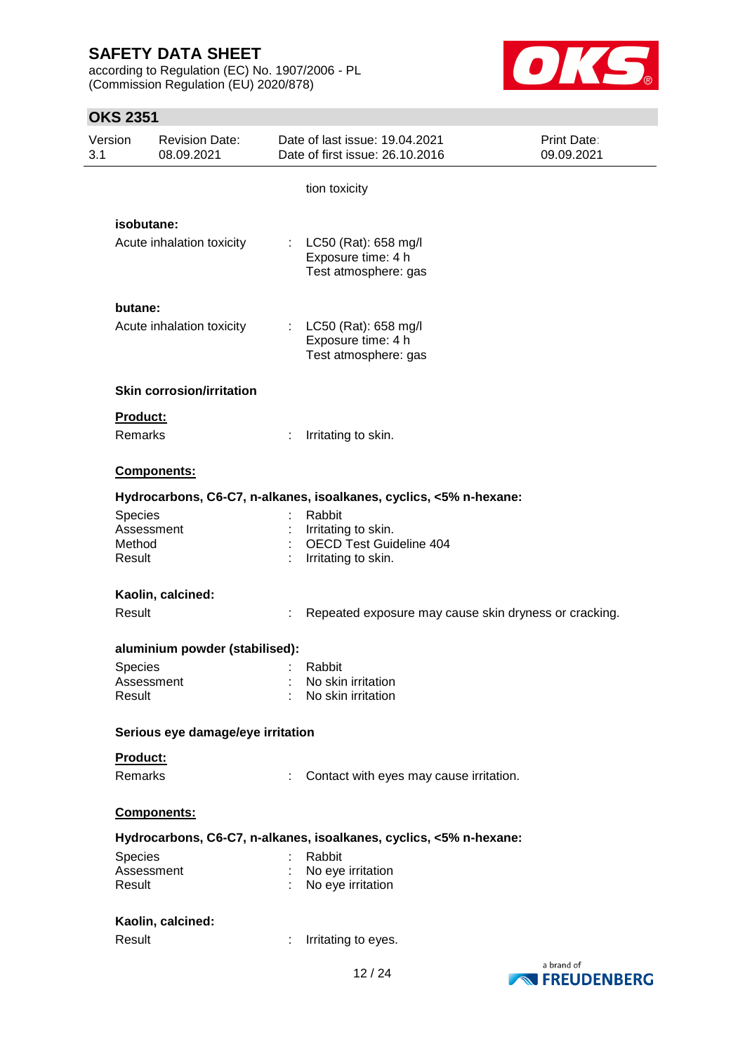tion toxicity

**isobutane:**

Acute inhalation toxicity : LC50 (Rat): 658 mg/l
Exposure time: 4 h
Test atmosphere: gas

**butane:**

Acute inhalation toxicity : LC50 (Rat): 658 mg/l
Exposure time: 4 h
Test atmosphere: gas

**Skin corrosion/irritation**

**Product:**

Remarks : Irritating to skin.

**Components:**

**Hydrocarbons, C6-C7, n-alkanes, isoalkanes, cyclics, <5% n-hexane:**

Species : Rabbit
Assessment : Irritating to skin.
Method : OECD Test Guideline 404
Result : Irritating to skin.

**Kaolin, calcined:**

Result : Repeated exposure may cause skin dryness or cracking.

**aluminium powder (stabilised):**

Species : Rabbit
Assessment : No skin irritation
Result : No skin irritation

**Serious eye damage/eye irritation**

**Product:**

Remarks : Contact with eyes may cause irritation.

**Components:**

**Hydrocarbons, C6-C7, n-alkanes, isoalkanes, cyclics, <5% n-hexane:**

Species : Rabbit
Assessment : No eye irritation
Result : No eye irritation

**Kaolin, calcined:**

Result : Irritating to eyes.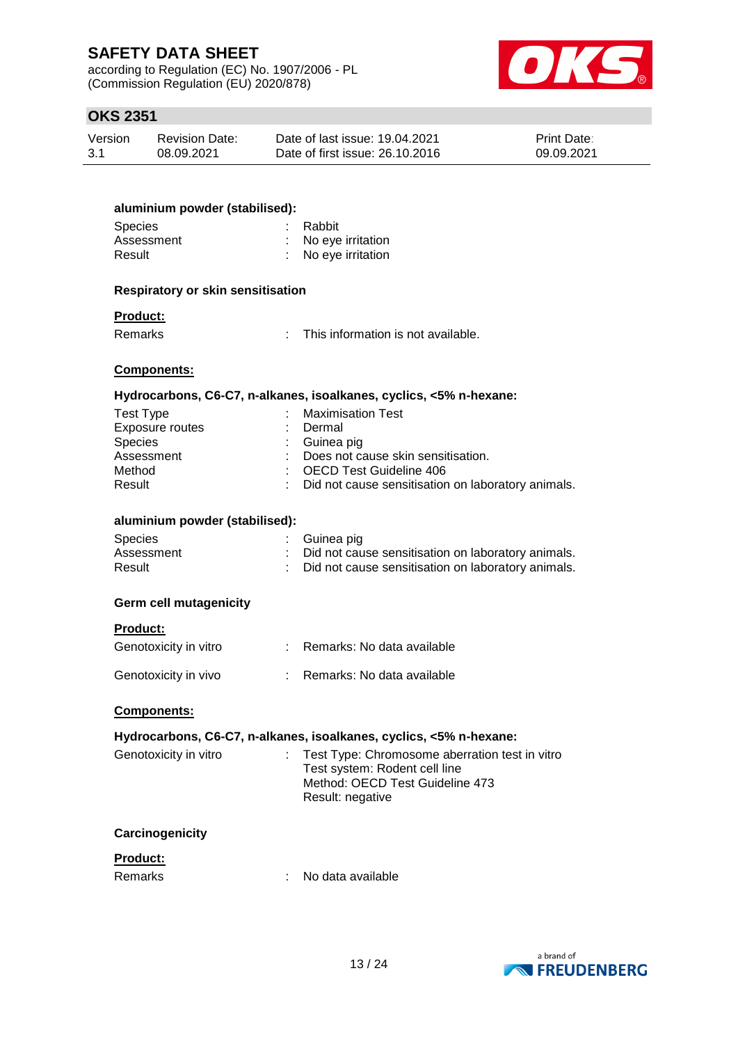**aluminium powder (stabilised):**

| | | |
|---|---|---|
| Species | : | Rabbit |
| Assessment | : | No eye irritation |
| Result | : | No eye irritation |

**Respiratory or skin sensitisation**

**Product:**

| | | |
|---|---|---|
| Remarks | : | This information is not available. |

**Components:**

**Hydrocarbons, C6-C7, n-alkanes, isoalkanes, cyclics, <5% n-hexane:**

| | | |
|---|---|---|
| Test Type | : | Maximisation Test |
| Exposure routes | : | Dermal |
| Species | : | Guinea pig |
| Assessment | : | Does not cause skin sensitisation. |
| Method | : | OECD Test Guideline 406 |
| Result | : | Did not cause sensitisation on laboratory animals. |

**aluminium powder (stabilised):**

| | | |
|---|---|---|
| Species | : | Guinea pig |
| Assessment | : | Did not cause sensitisation on laboratory animals. |
| Result | : | Did not cause sensitisation on laboratory animals. |

**Germ cell mutagenicity**

**Product:**

| | | |
|---|---|---|
| Genotoxicity in vitro | : | Remarks: No data available |
| Genotoxicity in vivo | : | Remarks: No data available |

**Components:**

**Hydrocarbons, C6-C7, n-alkanes, isoalkanes, cyclics, <5% n-hexane:**

| | | |
|---|---|---|
| Genotoxicity in vitro | : | Test Type: Chromosome aberration test in vitro<br>Test system: Rodent cell line<br>Method: OECD Test Guideline 473<br>Result: negative |

**Carcinogenicity**

**Product:**

| | | |
|---|---|---|
| Remarks | : | No data available |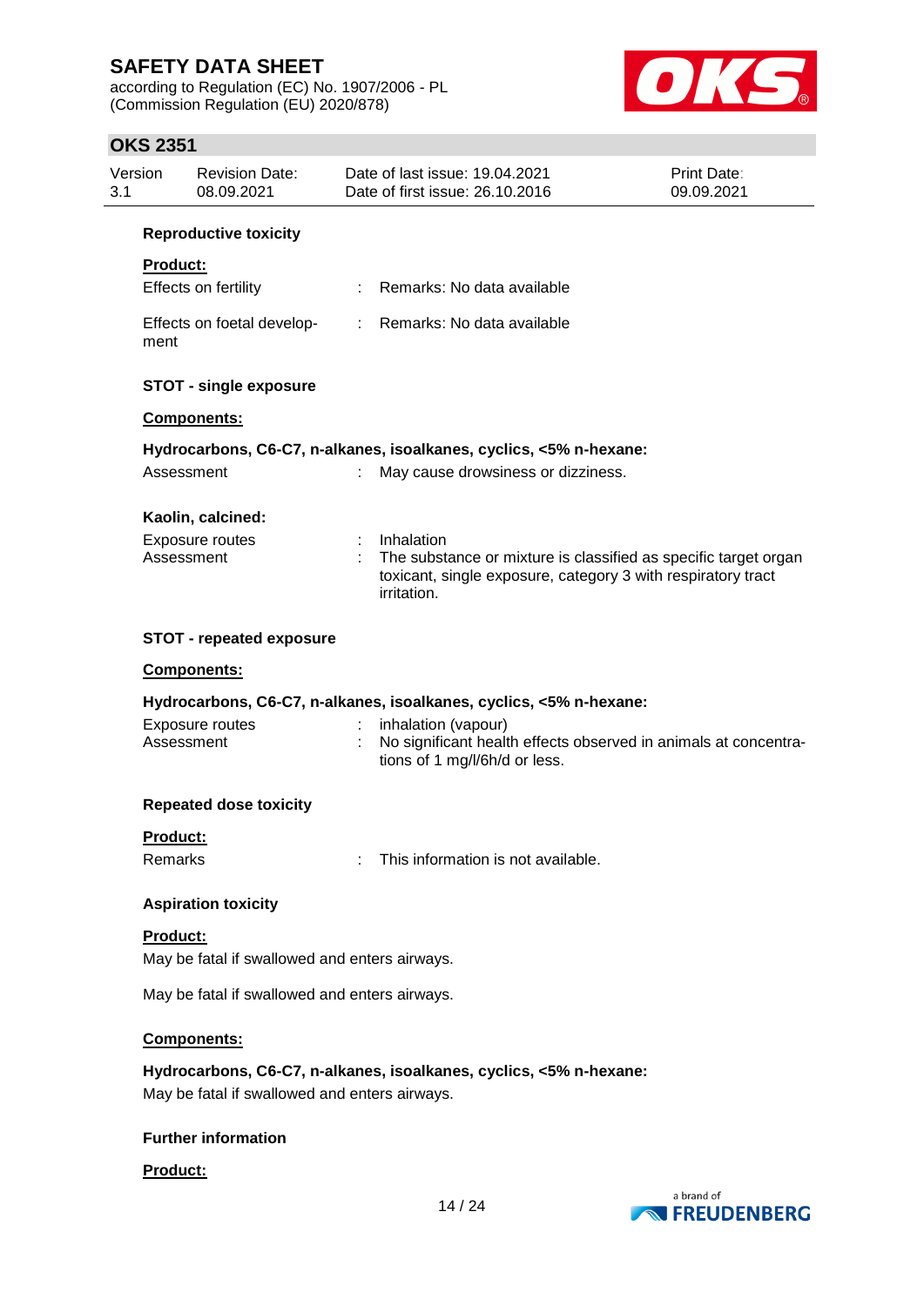**Reproductive toxicity**

**Product:**

| | | |
|---|---|---|
| Effects on fertility | : | Remarks: No data available |
| Effects on foetal development | : | Remarks: No data available |

**STOT - single exposure**

**Components:**

**Hydrocarbons, C6-C7, n-alkanes, isoalkanes, cyclics, <5% n-hexane:**

| | | |
|---|---|---|
| Assessment | : | May cause drowsiness or dizziness. |

**Kaolin, calcined:**

| | | |
|---|---|---|
| Exposure routes | : | Inhalation |
| Assessment | : | The substance or mixture is classified as specific target organ toxicant, single exposure, category 3 with respiratory tract irritation. |

**STOT - repeated exposure**

**Components:**

**Hydrocarbons, C6-C7, n-alkanes, isoalkanes, cyclics, <5% n-hexane:**

| | | |
|---|---|---|
| Exposure routes | : | inhalation (vapour) |
| Assessment | : | No significant health effects observed in animals at concentrations of 1 mg/l/6h/d or less. |

**Repeated dose toxicity**

**Product:**

| | | |
|---|---|---|
| Remarks | : | This information is not available. |

**Aspiration toxicity**

**Product:**

May be fatal if swallowed and enters airways.

May be fatal if swallowed and enters airways.

**Components:**

**Hydrocarbons, C6-C7, n-alkanes, isoalkanes, cyclics, <5% n-hexane:**

May be fatal if swallowed and enters airways.

**Further information**

**Product:**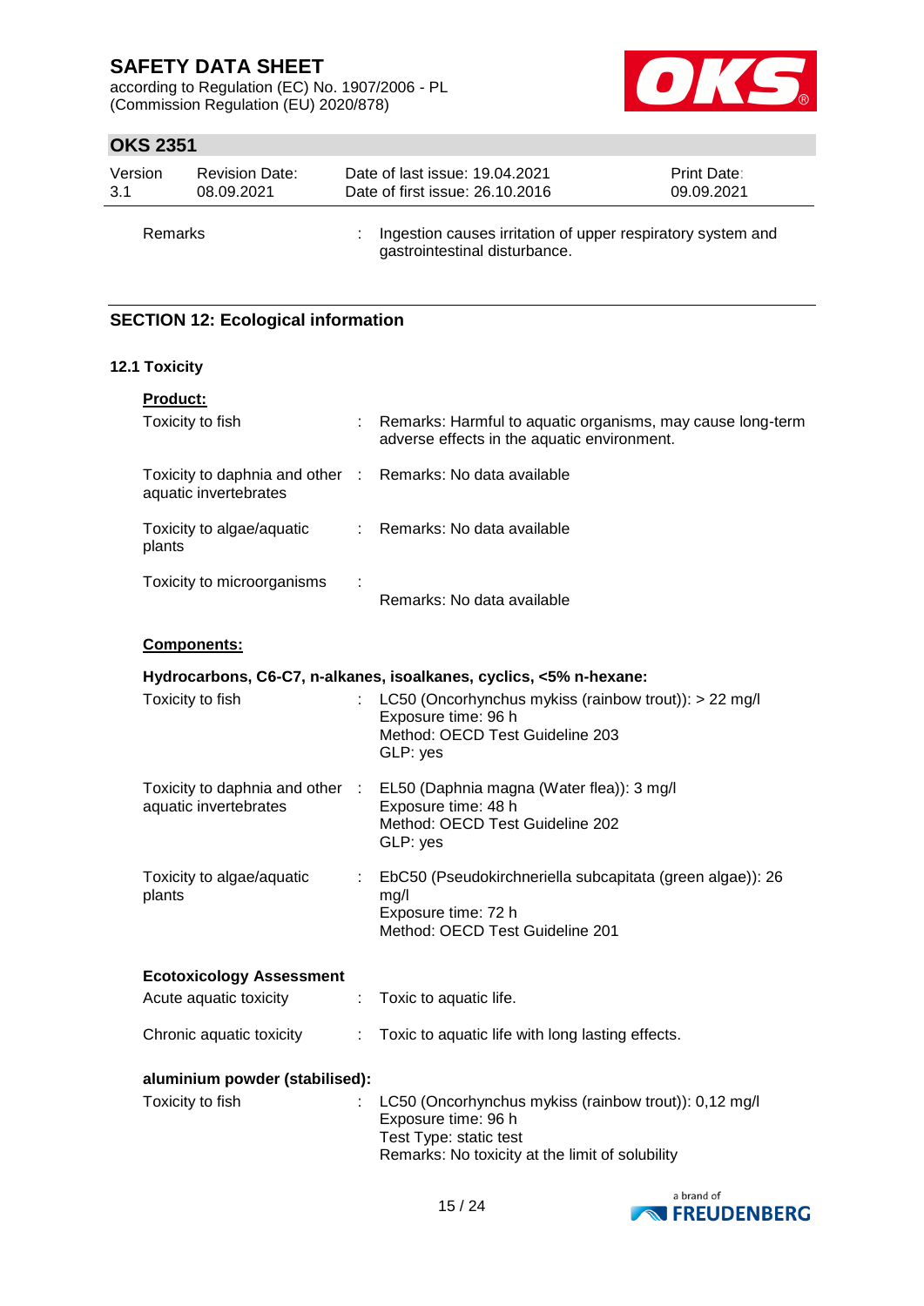Remarks : Ingestion causes irritation of upper respiratory system and gastrointestinal disturbance.

## SECTION 12: Ecological information

### 12.1 Toxicity

**Product:**

Toxicity to fish : Remarks: Harmful to aquatic organisms, may cause long-term adverse effects in the aquatic environment.

Toxicity to daphnia and other aquatic invertebrates : Remarks: No data available

Toxicity to algae/aquatic plants : Remarks: No data available

Toxicity to microorganisms : Remarks: No data available

**Components:**

**Hydrocarbons, C6-C7, n-alkanes, isoalkanes, cyclics, <5% n-hexane:**

Toxicity to fish : LC50 (Oncorhynchus mykiss (rainbow trout)): > 22 mg/l
Exposure time: 96 h
Method: OECD Test Guideline 203
GLP: yes

Toxicity to daphnia and other aquatic invertebrates : EL50 (Daphnia magna (Water flea)): 3 mg/l
Exposure time: 48 h
Method: OECD Test Guideline 202
GLP: yes

Toxicity to algae/aquatic plants : EbC50 (Pseudokirchneriella subcapitata (green algae)): 26 mg/l
Exposure time: 72 h
Method: OECD Test Guideline 201

**Ecotoxicology Assessment**

Acute aquatic toxicity : Toxic to aquatic life.

Chronic aquatic toxicity : Toxic to aquatic life with long lasting effects.

**aluminium powder (stabilised):**

Toxicity to fish : LC50 (Oncorhynchus mykiss (rainbow trout)): 0,12 mg/l
Exposure time: 96 h
Test Type: static test
Remarks: No toxicity at the limit of solubility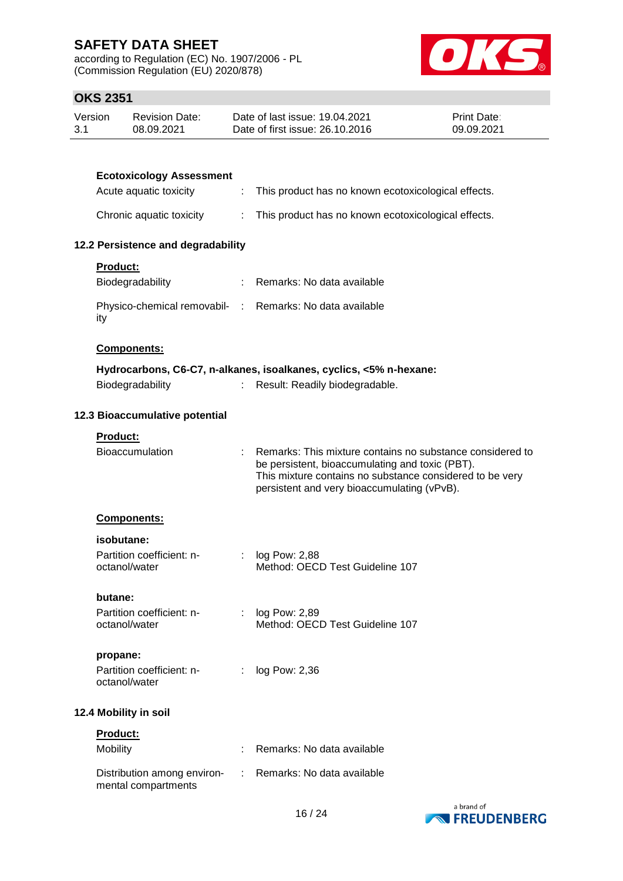**Ecotoxicology Assessment**

| | | |
|---|---|---|
| Acute aquatic toxicity | : | This product has no known ecotoxicological effects. |
| Chronic aquatic toxicity | : | This product has no known ecotoxicological effects. |

### 12.2 Persistence and degradability

**Product:**

| | | |
|---|---|---|
| Biodegradability | : | Remarks: No data available |
| Physico-chemical removability | : | Remarks: No data available |

**Components:**

**Hydrocarbons, C6-C7, n-alkanes, isoalkanes, cyclics, <5% n-hexane:**

| | | |
|---|---|---|
| Biodegradability | : | Result: Readily biodegradable. |

### 12.3 Bioaccumulative potential

**Product:**

| | | |
|---|---|---|
| Bioaccumulation | : | Remarks: This mixture contains no substance considered to be persistent, bioaccumulating and toxic (PBT). This mixture contains no substance considered to be very persistent and very bioaccumulating (vPvB). |

**Components:**

**isobutane:**

| | | |
|---|---|---|
| Partition coefficient: n-octanol/water | : | log Pow: 2,88<br>Method: OECD Test Guideline 107 |

**butane:**

| | | |
|---|---|---|
| Partition coefficient: n-octanol/water | : | log Pow: 2,89<br>Method: OECD Test Guideline 107 |

**propane:**

| | | |
|---|---|---|
| Partition coefficient: n-octanol/water | : | log Pow: 2,36 |

### 12.4 Mobility in soil

**Product:**

| | | |
|---|---|---|
| Mobility | : | Remarks: No data available |
| Distribution among environmental compartments | : | Remarks: No data available |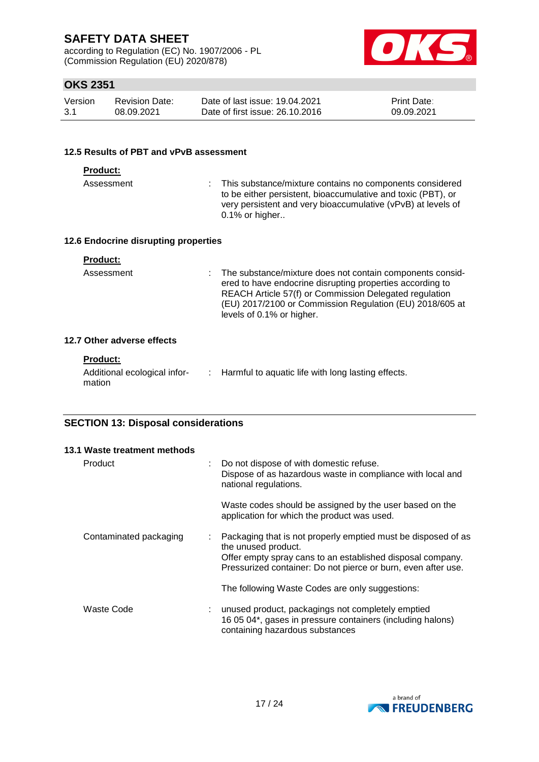### 12.5 Results of PBT and vPvB assessment

**Product:**

Assessment : This substance/mixture contains no components considered to be either persistent, bioaccumulative and toxic (PBT), or very persistent and very bioaccumulative (vPvB) at levels of 0.1% or higher..

### 12.6 Endocrine disrupting properties

**Product:**

Assessment : The substance/mixture does not contain components considered to have endocrine disrupting properties according to REACH Article 57(f) or Commission Delegated regulation (EU) 2017/2100 or Commission Regulation (EU) 2018/605 at levels of 0.1% or higher.

### 12.7 Other adverse effects

**Product:**

Additional ecological information : Harmful to aquatic life with long lasting effects.

## SECTION 13: Disposal considerations

### 13.1 Waste treatment methods

Product : Do not dispose of with domestic refuse.
Dispose of as hazardous waste in compliance with local and national regulations.

Waste codes should be assigned by the user based on the application for which the product was used.

Contaminated packaging : Packaging that is not properly emptied must be disposed of as the unused product.
Offer empty spray cans to an established disposal company.
Pressurized container: Do not pierce or burn, even after use.

The following Waste Codes are only suggestions:

Waste Code : unused product, packagings not completely emptied
16 05 04*, gases in pressure containers (including halons) containing hazardous substances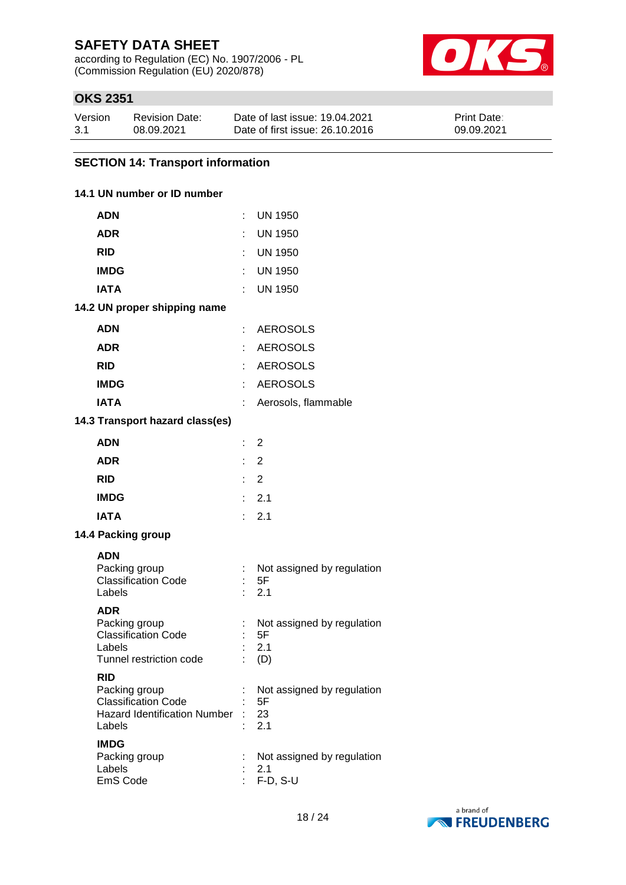## SECTION 14: Transport information

### 14.1 UN number or ID number

| | | |
|---|---|---|
| **ADN** | : | UN 1950 |
| **ADR** | : | UN 1950 |
| **RID** | : | UN 1950 |
| **IMDG** | : | UN 1950 |
| **IATA** | : | UN 1950 |

### 14.2 UN proper shipping name

| | | |
|---|---|---|
| **ADN** | : | AEROSOLS |
| **ADR** | : | AEROSOLS |
| **RID** | : | AEROSOLS |
| **IMDG** | : | AEROSOLS |
| **IATA** | : | Aerosols, flammable |

### 14.3 Transport hazard class(es)

| | | |
|---|---|---|
| **ADN** | : | 2 |
| **ADR** | : | 2 |
| **RID** | : | 2 |
| **IMDG** | : | 2.1 |
| **IATA** | : | 2.1 |

### 14.4 Packing group

**ADN**

| | | |
|---|---|---|
| Packing group | : | Not assigned by regulation |
| Classification Code | : | 5F |
| Labels | : | 2.1 |

**ADR**

| | | |
|---|---|---|
| Packing group | : | Not assigned by regulation |
| Classification Code | : | 5F |
| Labels | : | 2.1 |
| Tunnel restriction code | : | (D) |

**RID**

| | | |
|---|---|---|
| Packing group | : | Not assigned by regulation |
| Classification Code | : | 5F |
| Hazard Identification Number | : | 23 |
| Labels | : | 2.1 |

**IMDG**

| | | |
|---|---|---|
| Packing group | : | Not assigned by regulation |
| Labels | : | 2.1 |
| EmS Code | : | F-D, S-U |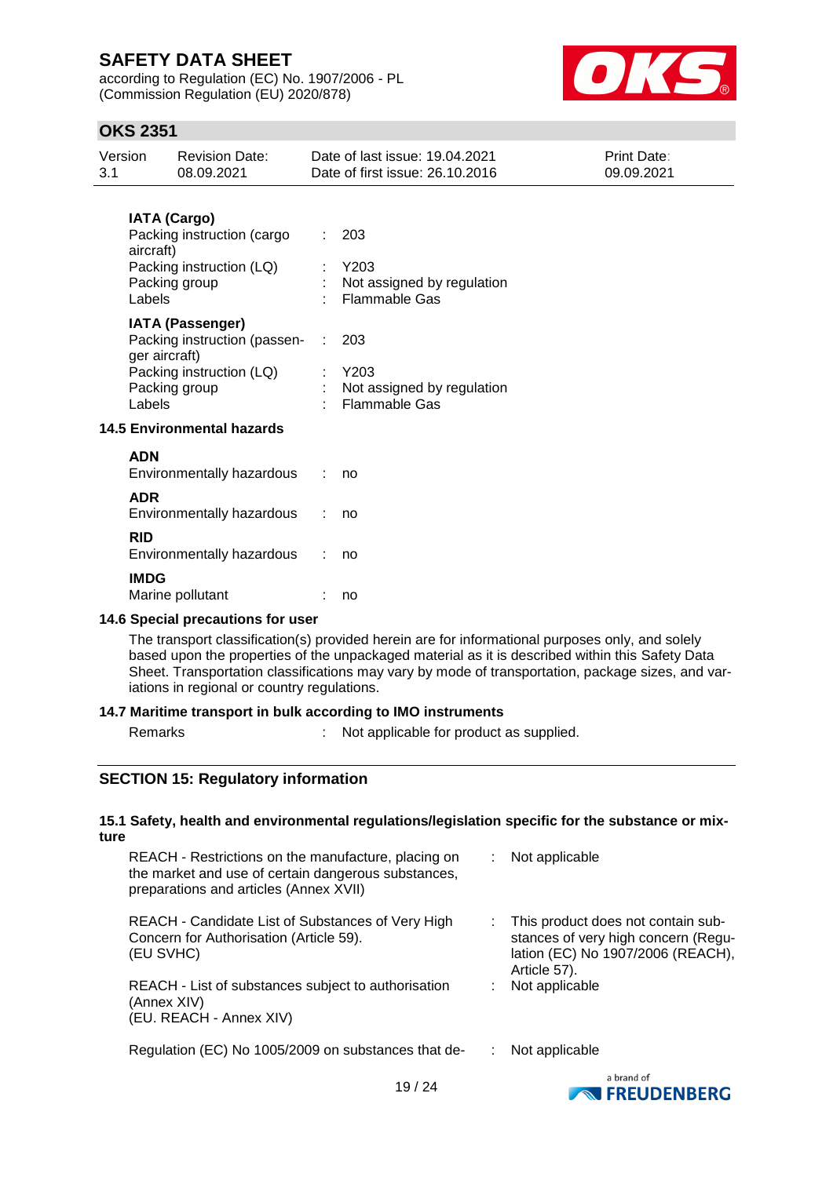**IATA (Cargo)**

| | | |
|---|---|---|
| Packing instruction (cargo aircraft) | : | 203 |
| Packing instruction (LQ) | : | Y203 |
| Packing group | : | Not assigned by regulation |
| Labels | : | Flammable Gas |

**IATA (Passenger)**

| | | |
|---|---|---|
| Packing instruction (passenger aircraft) | : | 203 |
| Packing instruction (LQ) | : | Y203 |
| Packing group | : | Not assigned by regulation |
| Labels | : | Flammable Gas |

### 14.5 Environmental hazards

**ADN**

Environmentally hazardous : no

**ADR**

Environmentally hazardous : no

**RID**

Environmentally hazardous : no

**IMDG**

Marine pollutant : no

### 14.6 Special precautions for user

The transport classification(s) provided herein are for informational purposes only, and solely based upon the properties of the unpackaged material as it is described within this Safety Data Sheet. Transportation classifications may vary by mode of transportation, package sizes, and variations in regional or country regulations.

### 14.7 Maritime transport in bulk according to IMO instruments

Remarks : Not applicable for product as supplied.

## SECTION 15: Regulatory information

### 15.1 Safety, health and environmental regulations/legislation specific for the substance or mixture

| | | |
|---|---|---|
| REACH - Restrictions on the manufacture, placing on the market and use of certain dangerous substances, preparations and articles (Annex XVII) | : | Not applicable |
| REACH - Candidate List of Substances of Very High Concern for Authorisation (Article 59). (EU SVHC) | : | This product does not contain substances of very high concern (Regulation (EC) No 1907/2006 (REACH), Article 57). |
| REACH - List of substances subject to authorisation (Annex XIV) (EU. REACH - Annex XIV) | : | Not applicable |
| Regulation (EC) No 1005/2009 on substances that de- | : | Not applicable |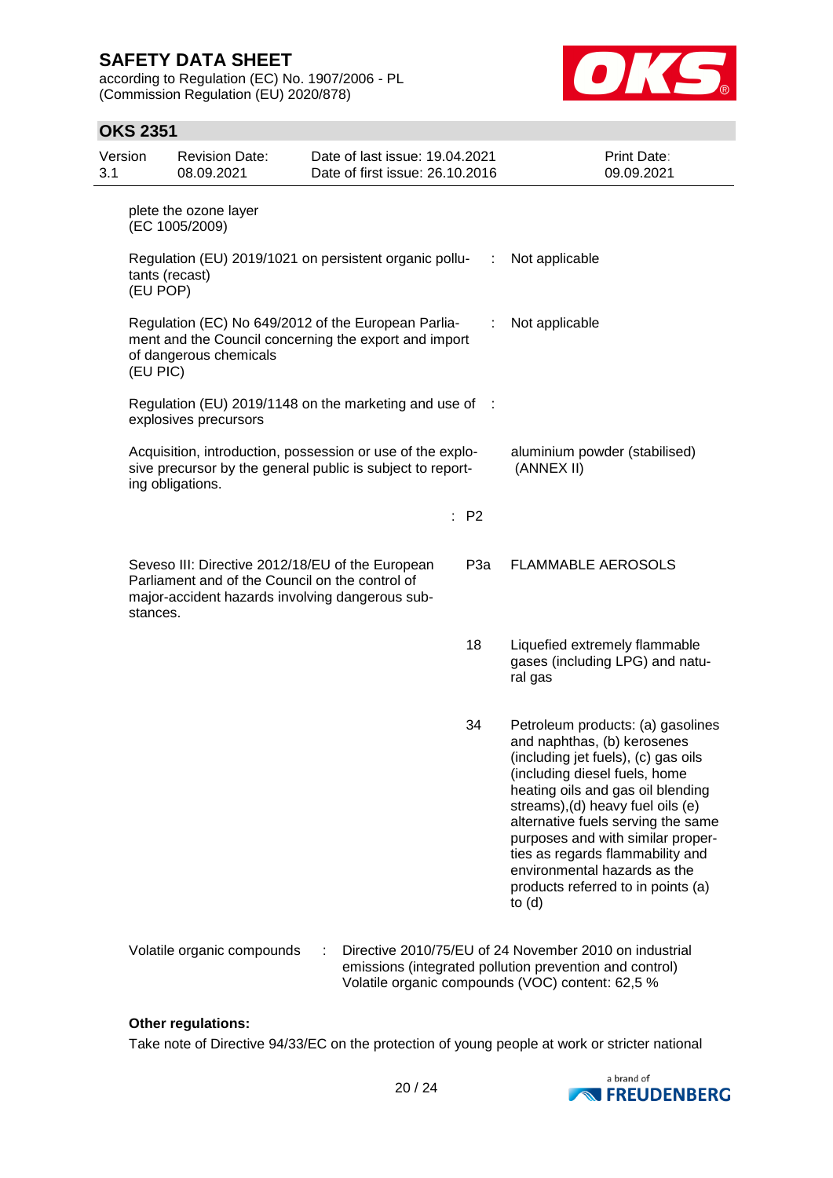plete the ozone layer (EC 1005/2009)

| | | |
|---|---|---|
| Regulation (EU) 2019/1021 on persistent organic pollutants (recast) (EU POP) | : | Not applicable |
| Regulation (EC) No 649/2012 of the European Parliament and the Council concerning the export and import of dangerous chemicals (EU PIC) | : | Not applicable |
| Regulation (EU) 2019/1148 on the marketing and use of explosives precursors | : | |
| Acquisition, introduction, possession or use of the explosive precursor by the general public is subject to reporting obligations. | | aluminium powder (stabilised) (ANNEX II) |
| | : P2 | |
| Seveso III: Directive 2012/18/EU of the European Parliament and of the Council on the control of major-accident hazards involving dangerous substances. | P3a | FLAMMABLE AEROSOLS |
| | 18 | Liquefied extremely flammable gases (including LPG) and natural gas |
| | 34 | Petroleum products: (a) gasolines and naphthas, (b) kerosenes (including jet fuels), (c) gas oils (including diesel fuels, home heating oils and gas oil blending streams),(d) heavy fuel oils (e) alternative fuels serving the same purposes and with similar properties as regards flammability and environmental hazards as the products referred to in points (a) to (d) |

Volatile organic compounds : Directive 2010/75/EU of 24 November 2010 on industrial emissions (integrated pollution prevention and control)
Volatile organic compounds (VOC) content: 62,5 %

**Other regulations:**

Take note of Directive 94/33/EC on the protection of young people at work or stricter national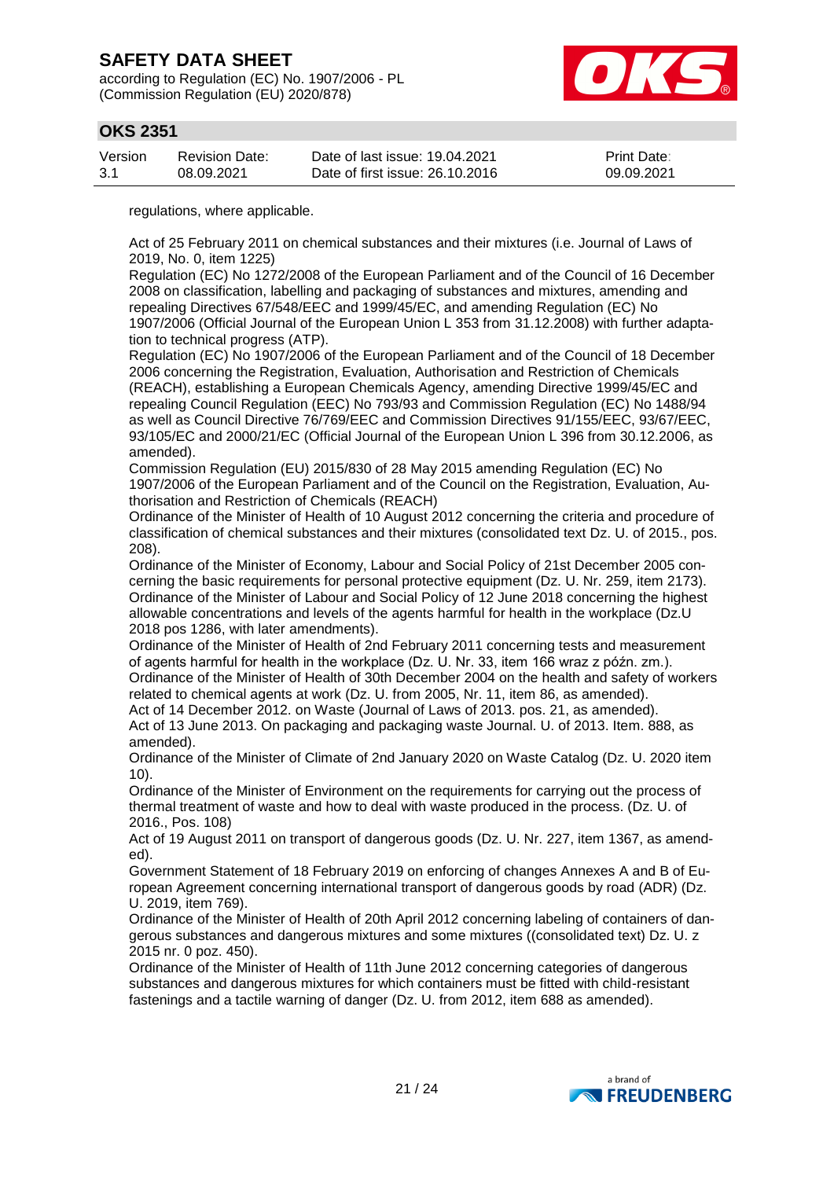regulations, where applicable.

Act of 25 February 2011 on chemical substances and their mixtures (i.e. Journal of Laws of 2019, No. 0, item 1225)
Regulation (EC) No 1272/2008 of the European Parliament and of the Council of 16 December 2008 on classification, labelling and packaging of substances and mixtures, amending and repealing Directives 67/548/EEC and 1999/45/EC, and amending Regulation (EC) No 1907/2006 (Official Journal of the European Union L 353 from 31.12.2008) with further adaptation to technical progress (ATP).
Regulation (EC) No 1907/2006 of the European Parliament and of the Council of 18 December 2006 concerning the Registration, Evaluation, Authorisation and Restriction of Chemicals (REACH), establishing a European Chemicals Agency, amending Directive 1999/45/EC and repealing Council Regulation (EEC) No 793/93 and Commission Regulation (EC) No 1488/94 as well as Council Directive 76/769/EEC and Commission Directives 91/155/EEC, 93/67/EEC, 93/105/EC and 2000/21/EC (Official Journal of the European Union L 396 from 30.12.2006, as amended).
Commission Regulation (EU) 2015/830 of 28 May 2015 amending Regulation (EC) No 1907/2006 of the European Parliament and of the Council on the Registration, Evaluation, Authorisation and Restriction of Chemicals (REACH)
Ordinance of the Minister of Health of 10 August 2012 concerning the criteria and procedure of classification of chemical substances and their mixtures (consolidated text Dz. U. of 2015., pos. 208).
Ordinance of the Minister of Economy, Labour and Social Policy of 21st December 2005 concerning the basic requirements for personal protective equipment (Dz. U. Nr. 259, item 2173).
Ordinance of the Minister of Labour and Social Policy of 12 June 2018 concerning the highest allowable concentrations and levels of the agents harmful for health in the workplace (Dz.U 2018 pos 1286, with later amendments).
Ordinance of the Minister of Health of 2nd February 2011 concerning tests and measurement of agents harmful for health in the workplace (Dz. U. Nr. 33, item 166 wraz z późn. zm.).
Ordinance of the Minister of Health of 30th December 2004 on the health and safety of workers related to chemical agents at work (Dz. U. from 2005, Nr. 11, item 86, as amended).
Act of 14 December 2012. on Waste (Journal of Laws of 2013. pos. 21, as amended).
Act of 13 June 2013. On packaging and packaging waste Journal. U. of 2013. Item. 888, as amended).
Ordinance of the Minister of Climate of 2nd January 2020 on Waste Catalog (Dz. U. 2020 item 10).
Ordinance of the Minister of Environment on the requirements for carrying out the process of thermal treatment of waste and how to deal with waste produced in the process. (Dz. U. of 2016., Pos. 108)
Act of 19 August 2011 on transport of dangerous goods (Dz. U. Nr. 227, item 1367, as amended).
Government Statement of 18 February 2019 on enforcing of changes Annexes A and B of European Agreement concerning international transport of dangerous goods by road (ADR) (Dz. U. 2019, item 769).
Ordinance of the Minister of Health of 20th April 2012 concerning labeling of containers of dangerous substances and dangerous mixtures and some mixtures ((consolidated text) Dz. U. z 2015 nr. 0 poz. 450).
Ordinance of the Minister of Health of 11th June 2012 concerning categories of dangerous substances and dangerous mixtures for which containers must be fitted with child-resistant fastenings and a tactile warning of danger (Dz. U. from 2012, item 688 as amended).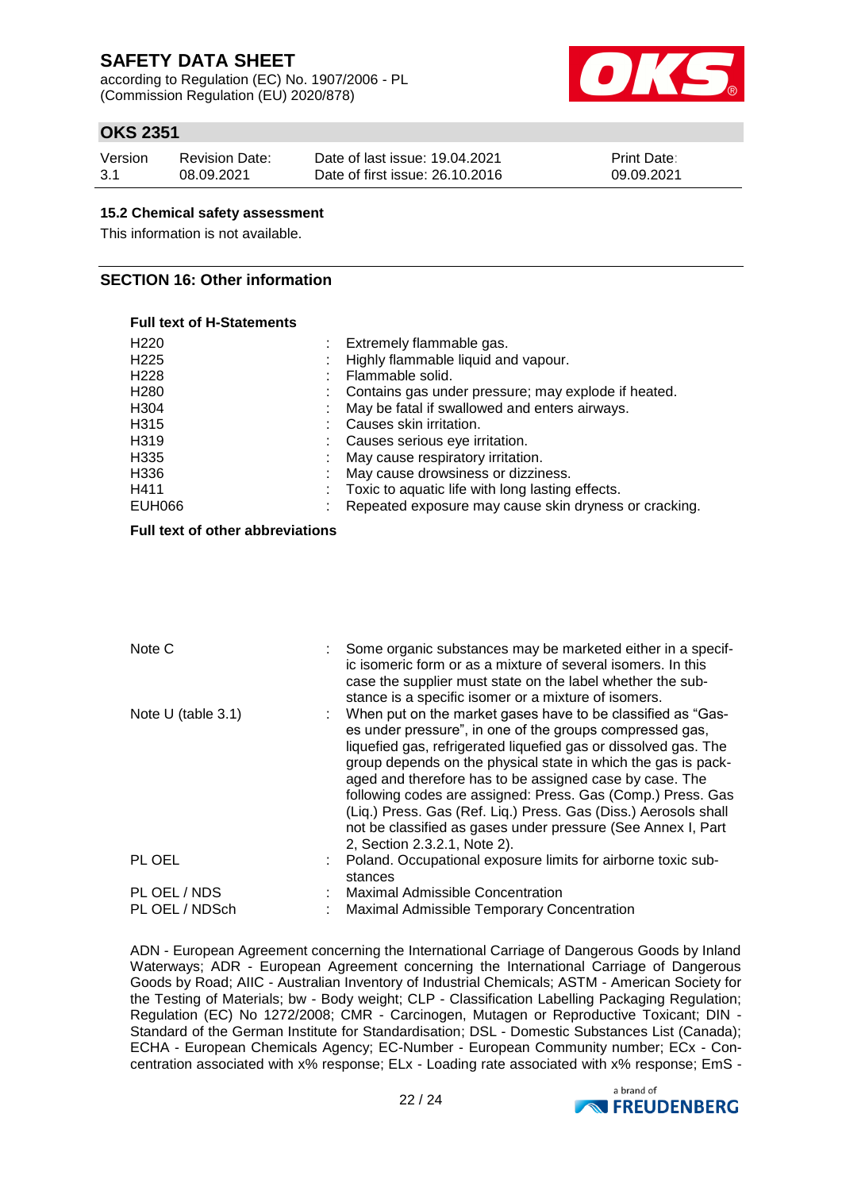#### 15.2 Chemical safety assessment

This information is not available.

## SECTION 16: Other information

**Full text of H-Statements**

| | | |
|---|---|---|
| H220 | : | Extremely flammable gas. |
| H225 | : | Highly flammable liquid and vapour. |
| H228 | : | Flammable solid. |
| H280 | : | Contains gas under pressure; may explode if heated. |
| H304 | : | May be fatal if swallowed and enters airways. |
| H315 | : | Causes skin irritation. |
| H319 | : | Causes serious eye irritation. |
| H335 | : | May cause respiratory irritation. |
| H336 | : | May cause drowsiness or dizziness. |
| H411 | : | Toxic to aquatic life with long lasting effects. |
| EUH066 | : | Repeated exposure may cause skin dryness or cracking. |

**Full text of other abbreviations**

| | | |
|---|---|---|
| Note C | : | Some organic substances may be marketed either in a specific isomeric form or as a mixture of several isomers. In this case the supplier must state on the label whether the substance is a specific isomer or a mixture of isomers. |
| Note U (table 3.1) | : | When put on the market gases have to be classified as "Gases under pressure", in one of the groups compressed gas, liquefied gas, refrigerated liquefied gas or dissolved gas. The group depends on the physical state in which the gas is packaged and therefore has to be assigned case by case. The following codes are assigned: Press. Gas (Comp.) Press. Gas (Liq.) Press. Gas (Ref. Liq.) Press. Gas (Diss.) Aerosols shall not be classified as gases under pressure (See Annex I, Part 2, Section 2.3.2.1, Note 2). |
| PL OEL | : | Poland. Occupational exposure limits for airborne toxic substances |
| PL OEL / NDS | : | Maximal Admissible Concentration |
| PL OEL / NDSch | : | Maximal Admissible Temporary Concentration |

ADN - European Agreement concerning the International Carriage of Dangerous Goods by Inland Waterways; ADR - European Agreement concerning the International Carriage of Dangerous Goods by Road; AIIC - Australian Inventory of Industrial Chemicals; ASTM - American Society for the Testing of Materials; bw - Body weight; CLP - Classification Labelling Packaging Regulation; Regulation (EC) No 1272/2008; CMR - Carcinogen, Mutagen or Reproductive Toxicant; DIN - Standard of the German Institute for Standardisation; DSL - Domestic Substances List (Canada); ECHA - European Chemicals Agency; EC-Number - European Community number; ECx - Concentration associated with x% response; ELx - Loading rate associated with x% response; EmS -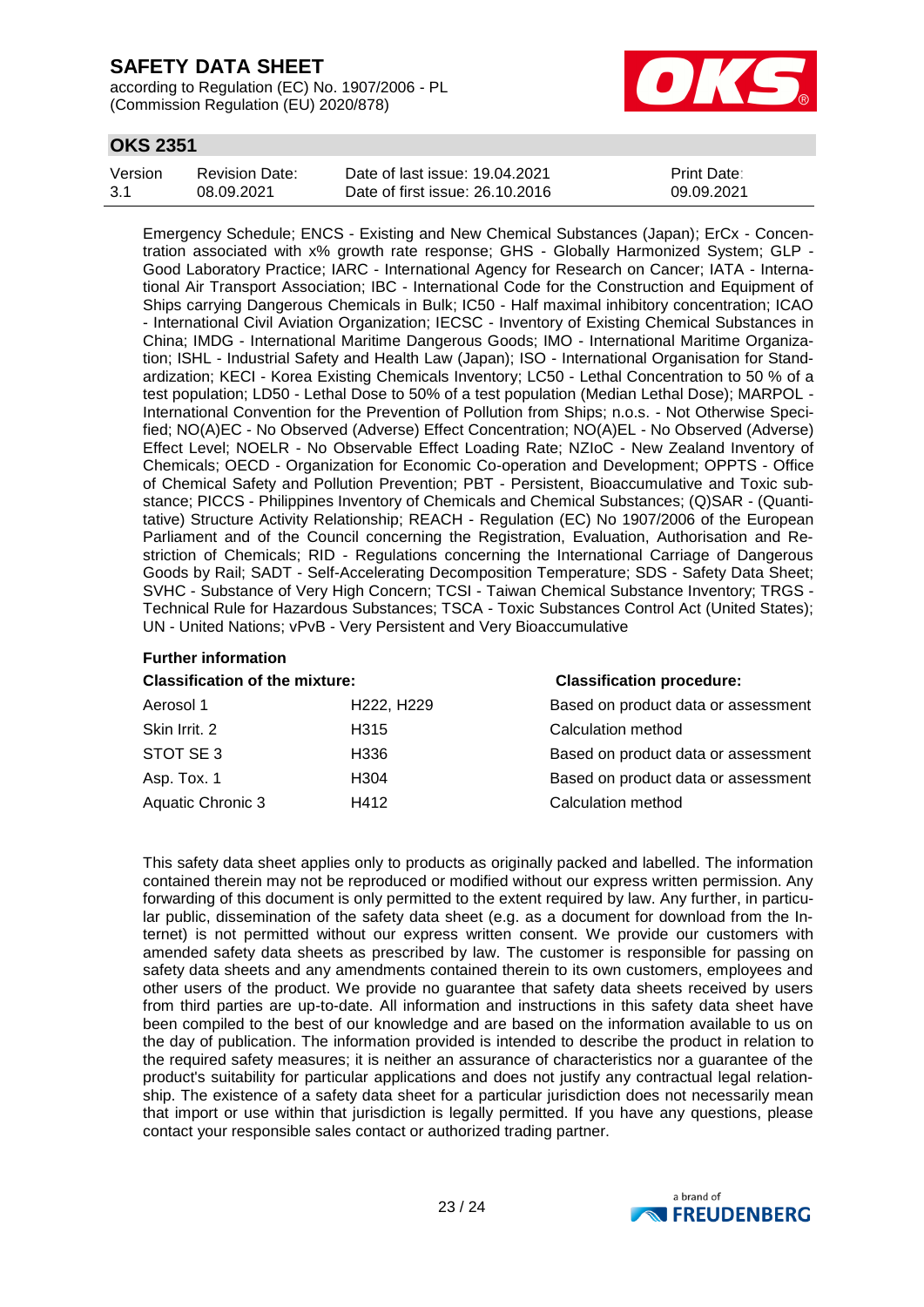Emergency Schedule; ENCS - Existing and New Chemical Substances (Japan); ErCx - Concentration associated with x% growth rate response; GHS - Globally Harmonized System; GLP - Good Laboratory Practice; IARC - International Agency for Research on Cancer; IATA - International Air Transport Association; IBC - International Code for the Construction and Equipment of Ships carrying Dangerous Chemicals in Bulk; IC50 - Half maximal inhibitory concentration; ICAO - International Civil Aviation Organization; IECSC - Inventory of Existing Chemical Substances in China; IMDG - International Maritime Dangerous Goods; IMO - International Maritime Organization; ISHL - Industrial Safety and Health Law (Japan); ISO - International Organisation for Standardization; KECI - Korea Existing Chemicals Inventory; LC50 - Lethal Concentration to 50 % of a test population; LD50 - Lethal Dose to 50% of a test population (Median Lethal Dose); MARPOL - International Convention for the Prevention of Pollution from Ships; n.o.s. - Not Otherwise Specified; NO(A)EC - No Observed (Adverse) Effect Concentration; NO(A)EL - No Observed (Adverse) Effect Level; NOELR - No Observable Effect Loading Rate; NZIoC - New Zealand Inventory of Chemicals; OECD - Organization for Economic Co-operation and Development; OPPTS - Office of Chemical Safety and Pollution Prevention; PBT - Persistent, Bioaccumulative and Toxic substance; PICCS - Philippines Inventory of Chemicals and Chemical Substances; (Q)SAR - (Quantitative) Structure Activity Relationship; REACH - Regulation (EC) No 1907/2006 of the European Parliament and of the Council concerning the Registration, Evaluation, Authorisation and Restriction of Chemicals; RID - Regulations concerning the International Carriage of Dangerous Goods by Rail; SADT - Self-Accelerating Decomposition Temperature; SDS - Safety Data Sheet; SVHC - Substance of Very High Concern; TCSI - Taiwan Chemical Substance Inventory; TRGS - Technical Rule for Hazardous Substances; TSCA - Toxic Substances Control Act (United States); UN - United Nations; vPvB - Very Persistent and Very Bioaccumulative

**Further information**

| Classification of the mixture: | | Classification procedure: |
|---|---|---|
| Aerosol 1 | H222, H229 | Based on product data or assessment |
| Skin Irrit. 2 | H315 | Calculation method |
| STOT SE 3 | H336 | Based on product data or assessment |
| Asp. Tox. 1 | H304 | Based on product data or assessment |
| Aquatic Chronic 3 | H412 | Calculation method |

This safety data sheet applies only to products as originally packed and labelled. The information contained therein may not be reproduced or modified without our express written permission. Any forwarding of this document is only permitted to the extent required by law. Any further, in particular public, dissemination of the safety data sheet (e.g. as a document for download from the Internet) is not permitted without our express written consent. We provide our customers with amended safety data sheets as prescribed by law. The customer is responsible for passing on safety data sheets and any amendments contained therein to its own customers, employees and other users of the product. We provide no guarantee that safety data sheets received by users from third parties are up-to-date. All information and instructions in this safety data sheet have been compiled to the best of our knowledge and are based on the information available to us on the day of publication. The information provided is intended to describe the product in relation to the required safety measures; it is neither an assurance of characteristics nor a guarantee of the product's suitability for particular applications and does not justify any contractual legal relationship. The existence of a safety data sheet for a particular jurisdiction does not necessarily mean that import or use within that jurisdiction is legally permitted. If you have any questions, please contact your responsible sales contact or authorized trading partner.